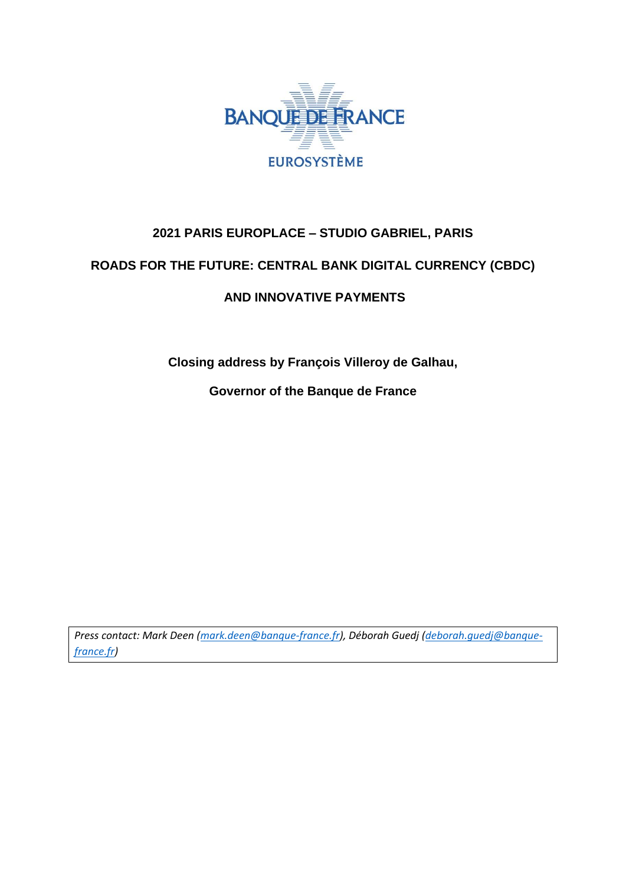BANQUE DE FRANCE

EUROSYSTÈME

# 2021 PARIS EUROPLACE – STUDIO GABRIEL, PARIS

# ROADS FOR THE FUTURE: CENTRAL BANK DIGITAL CURRENCY (CBDC) AND INNOVATIVE PAYMENTS

**Closing address by François Villeroy de Galhau,**

**Governor of the Banque de France**

*Press contact: Mark Deen (mark.deen@banque-france.fr), Déborah Guedj (deborah.guedj@banque-france.fr)*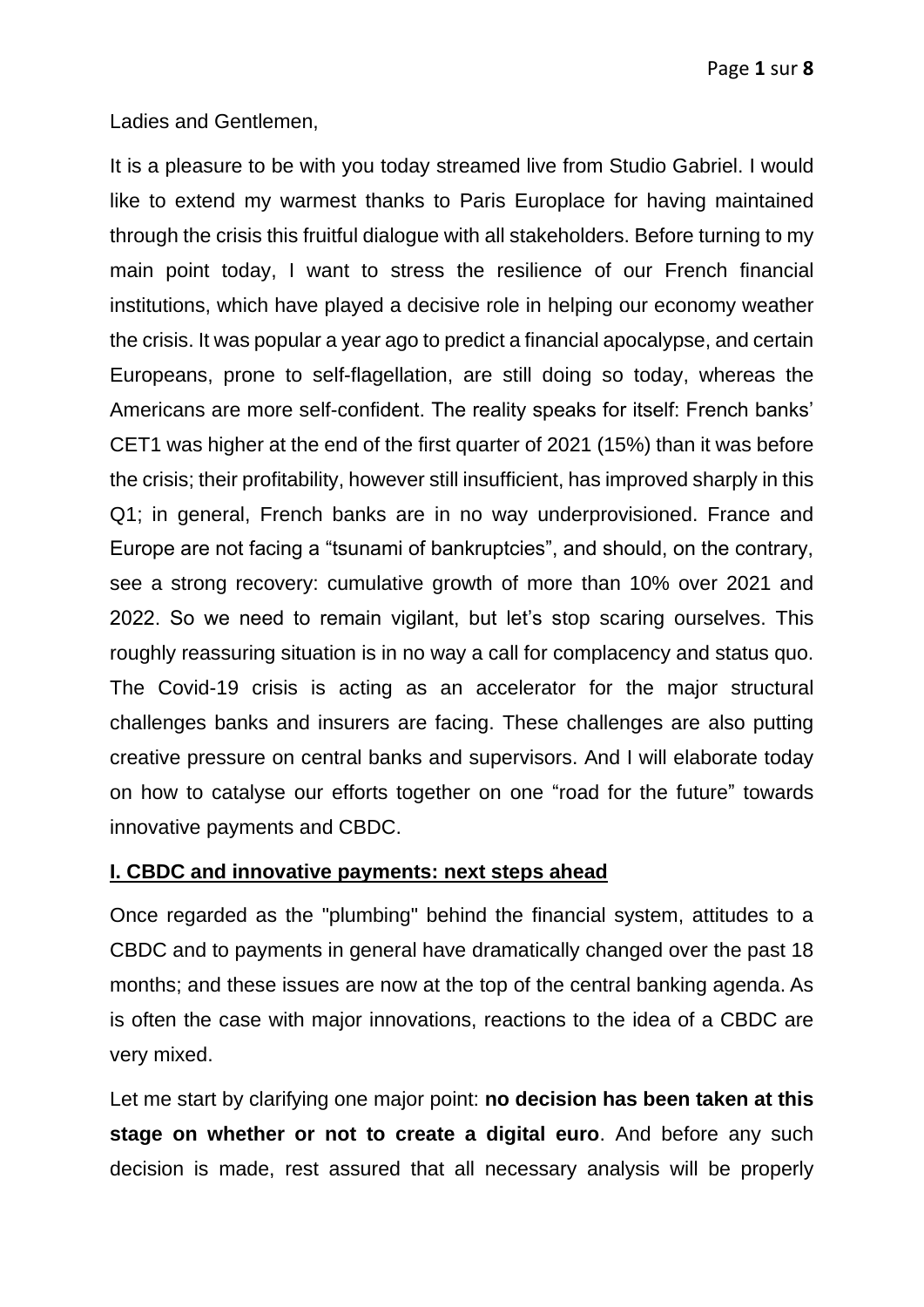Ladies and Gentlemen,

It is a pleasure to be with you today streamed live from Studio Gabriel. I would like to extend my warmest thanks to Paris Europlace for having maintained through the crisis this fruitful dialogue with all stakeholders. Before turning to my main point today, I want to stress the resilience of our French financial institutions, which have played a decisive role in helping our economy weather the crisis. It was popular a year ago to predict a financial apocalypse, and certain Europeans, prone to self-flagellation, are still doing so today, whereas the Americans are more self-confident. The reality speaks for itself: French banks' CET1 was higher at the end of the first quarter of 2021 (15%) than it was before the crisis; their profitability, however still insufficient, has improved sharply in this Q1; in general, French banks are in no way underprovisioned. France and Europe are not facing a "tsunami of bankruptcies", and should, on the contrary, see a strong recovery: cumulative growth of more than 10% over 2021 and 2022. So we need to remain vigilant, but let's stop scaring ourselves. This roughly reassuring situation is in no way a call for complacency and status quo. The Covid-19 crisis is acting as an accelerator for the major structural challenges banks and insurers are facing. These challenges are also putting creative pressure on central banks and supervisors. And I will elaborate today on how to catalyse our efforts together on one "road for the future" towards innovative payments and CBDC.

## I. CBDC and innovative payments: next steps ahead

Once regarded as the "plumbing" behind the financial system, attitudes to a CBDC and to payments in general have dramatically changed over the past 18 months; and these issues are now at the top of the central banking agenda. As is often the case with major innovations, reactions to the idea of a CBDC are very mixed.

Let me start by clarifying one major point: **no decision has been taken at this stage on whether or not to create a digital euro**. And before any such decision is made, rest assured that all necessary analysis will be properly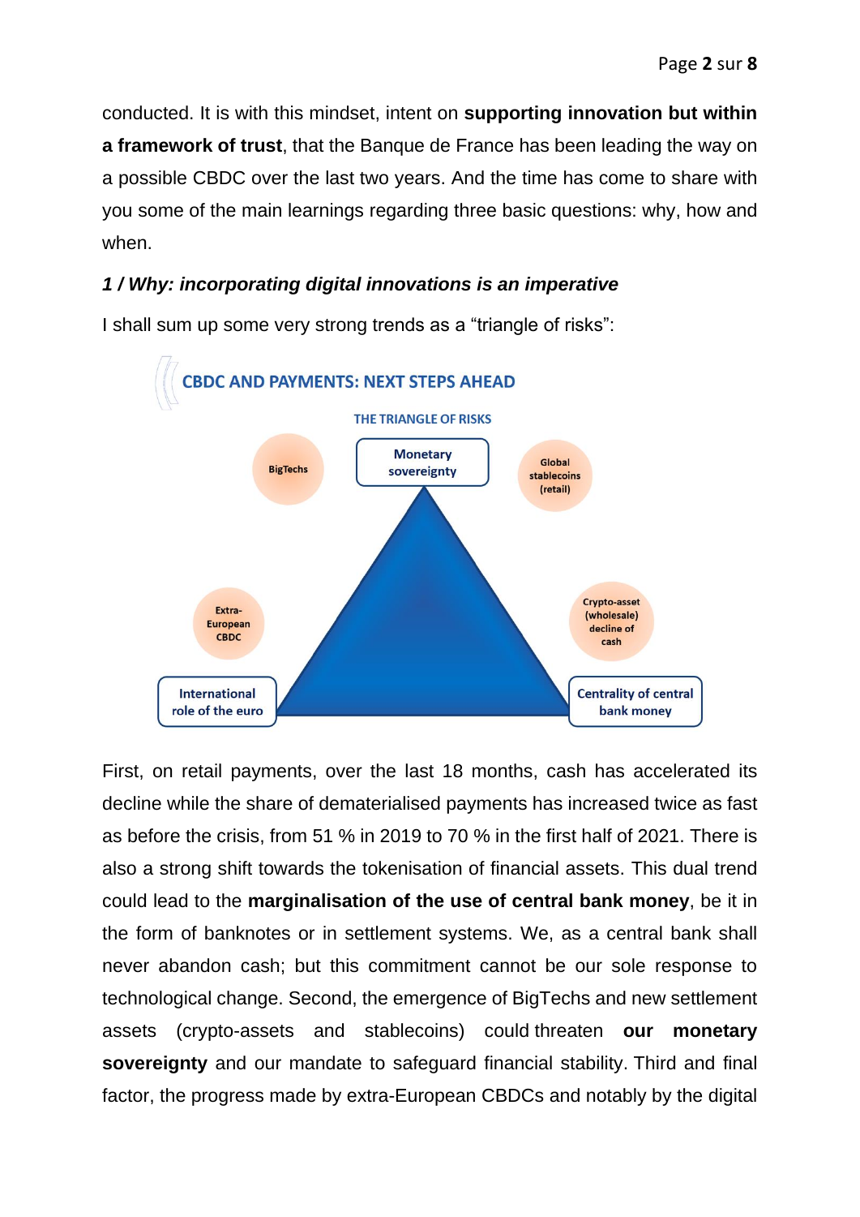conducted. It is with this mindset, intent on **supporting innovation but within a framework of trust**, that the Banque de France has been leading the way on a possible CBDC over the last two years. And the time has come to share with you some of the main learnings regarding three basic questions: why, how and when.

***1 / Why: incorporating digital innovations is an imperative***

I shall sum up some very strong trends as a "triangle of risks":

CBDC AND PAYMENTS: NEXT STEPS AHEAD

THE TRIANGLE OF RISKS

Monetary sovereignty

BigTechs

Global stablecoins (retail)

Extra-European CBDC

Crypto-asset (wholesale) decline of cash

International role of the euro

Centrality of central bank money

First, on retail payments, over the last 18 months, cash has accelerated its decline while the share of dematerialised payments has increased twice as fast as before the crisis, from 51 % in 2019 to 70 % in the first half of 2021. There is also a strong shift towards the tokenisation of financial assets. This dual trend could lead to the **marginalisation of the use of central bank money**, be it in the form of banknotes or in settlement systems. We, as a central bank shall never abandon cash; but this commitment cannot be our sole response to technological change. Second, the emergence of BigTechs and new settlement assets (crypto-assets and stablecoins) could threaten **our monetary sovereignty** and our mandate to safeguard financial stability. Third and final factor, the progress made by extra-European CBDCs and notably by the digital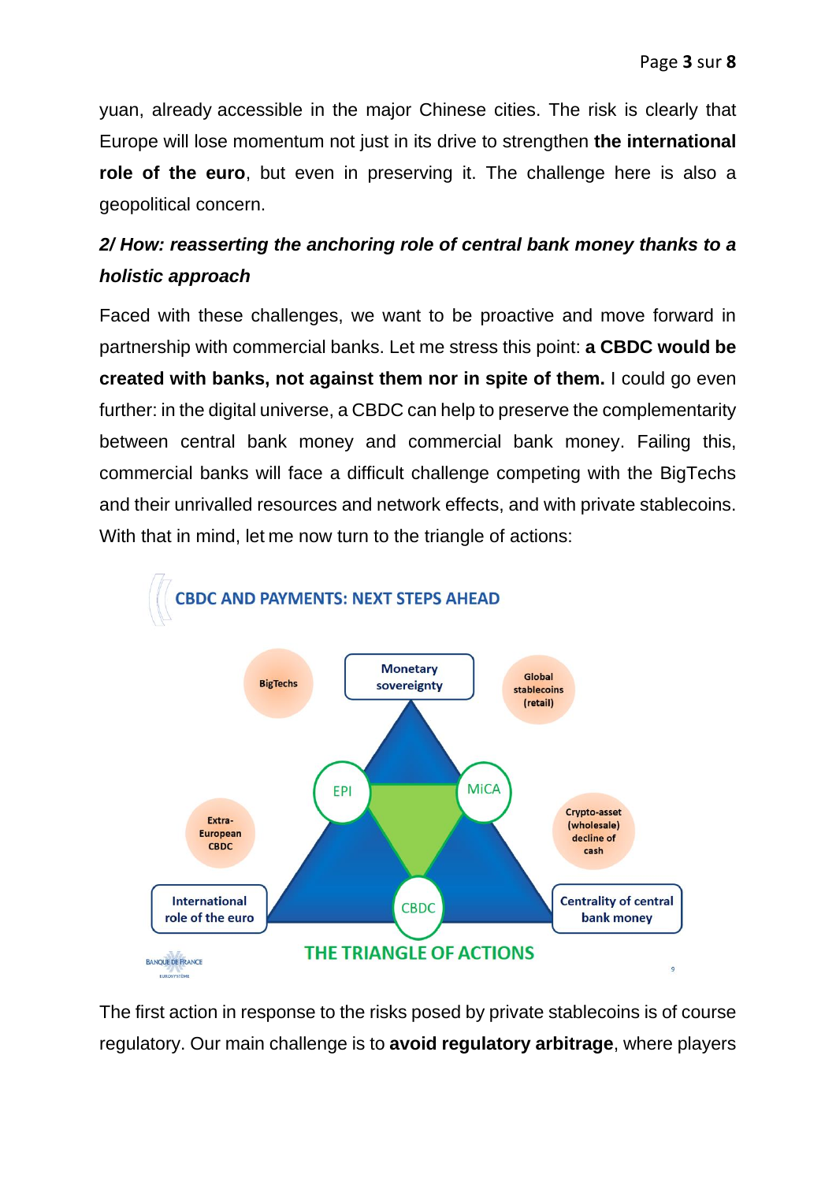yuan, already accessible in the major Chinese cities. The risk is clearly that Europe will lose momentum not just in its drive to strengthen **the international role of the euro**, but even in preserving it. The challenge here is also a geopolitical concern.

### *2/ How: reasserting the anchoring role of central bank money thanks to a holistic approach*

Faced with these challenges, we want to be proactive and move forward in partnership with commercial banks. Let me stress this point: **a CBDC would be created with banks, not against them nor in spite of them.** I could go even further: in the digital universe, a CBDC can help to preserve the complementarity between central bank money and commercial bank money. Failing this, commercial banks will face a difficult challenge competing with the BigTechs and their unrivalled resources and network effects, and with private stablecoins. With that in mind, let me now turn to the triangle of actions:

The first action in response to the risks posed by private stablecoins is of course regulatory. Our main challenge is to **avoid regulatory arbitrage**, where players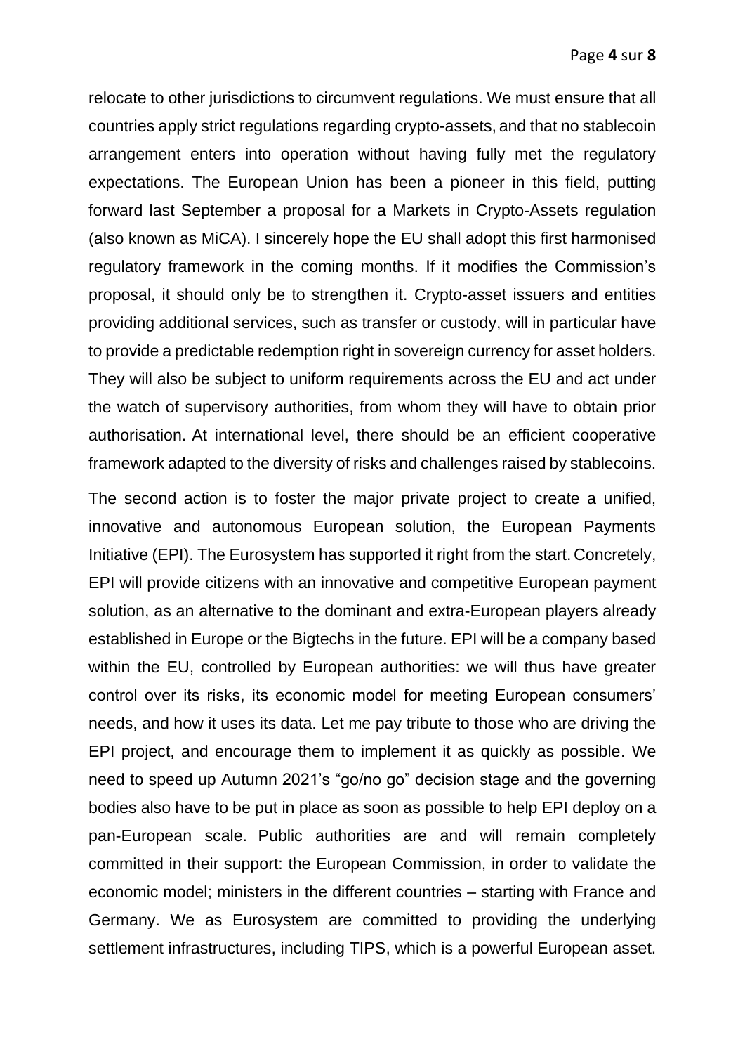relocate to other jurisdictions to circumvent regulations. We must ensure that all countries apply strict regulations regarding crypto-assets, and that no stablecoin arrangement enters into operation without having fully met the regulatory expectations. The European Union has been a pioneer in this field, putting forward last September a proposal for a Markets in Crypto-Assets regulation (also known as MiCA). I sincerely hope the EU shall adopt this first harmonised regulatory framework in the coming months. If it modifies the Commission's proposal, it should only be to strengthen it. Crypto-asset issuers and entities providing additional services, such as transfer or custody, will in particular have to provide a predictable redemption right in sovereign currency for asset holders. They will also be subject to uniform requirements across the EU and act under the watch of supervisory authorities, from whom they will have to obtain prior authorisation. At international level, there should be an efficient cooperative framework adapted to the diversity of risks and challenges raised by stablecoins.

The second action is to foster the major private project to create a unified, innovative and autonomous European solution, the European Payments Initiative (EPI). The Eurosystem has supported it right from the start. Concretely, EPI will provide citizens with an innovative and competitive European payment solution, as an alternative to the dominant and extra-European players already established in Europe or the Bigtechs in the future. EPI will be a company based within the EU, controlled by European authorities: we will thus have greater control over its risks, its economic model for meeting European consumers' needs, and how it uses its data. Let me pay tribute to those who are driving the EPI project, and encourage them to implement it as quickly as possible. We need to speed up Autumn 2021's "go/no go" decision stage and the governing bodies also have to be put in place as soon as possible to help EPI deploy on a pan-European scale. Public authorities are and will remain completely committed in their support: the European Commission, in order to validate the economic model; ministers in the different countries – starting with France and Germany. We as Eurosystem are committed to providing the underlying settlement infrastructures, including TIPS, which is a powerful European asset.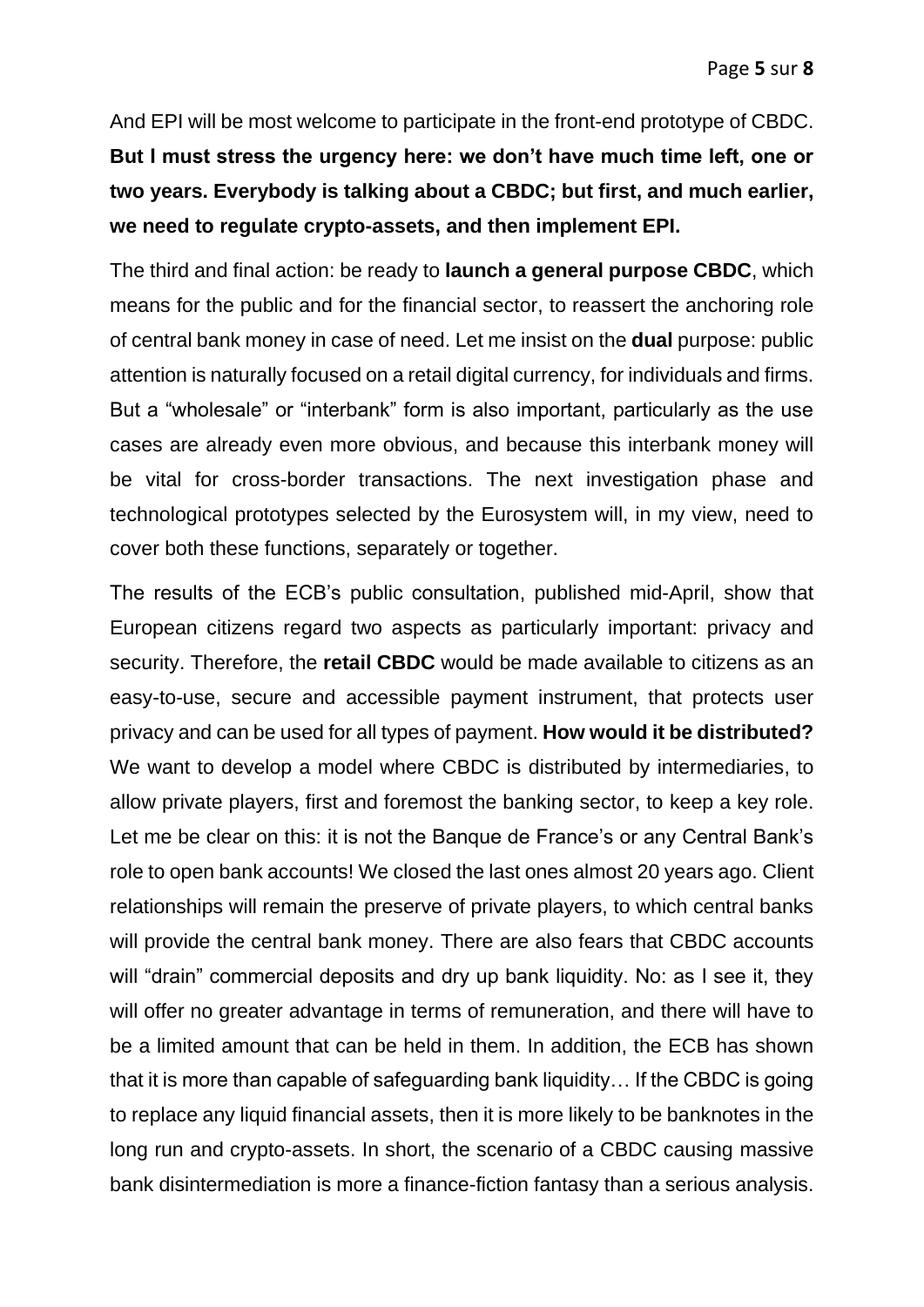And EPI will be most welcome to participate in the front-end prototype of CBDC. **But I must stress the urgency here: we don't have much time left, one or two years. Everybody is talking about a CBDC; but first, and much earlier, we need to regulate crypto-assets, and then implement EPI.**

The third and final action: be ready to **launch a general purpose CBDC**, which means for the public and for the financial sector, to reassert the anchoring role of central bank money in case of need. Let me insist on the **dual** purpose: public attention is naturally focused on a retail digital currency, for individuals and firms. But a "wholesale" or "interbank" form is also important, particularly as the use cases are already even more obvious, and because this interbank money will be vital for cross-border transactions. The next investigation phase and technological prototypes selected by the Eurosystem will, in my view, need to cover both these functions, separately or together.

The results of the ECB's public consultation, published mid-April, show that European citizens regard two aspects as particularly important: privacy and security. Therefore, the **retail CBDC** would be made available to citizens as an easy-to-use, secure and accessible payment instrument, that protects user privacy and can be used for all types of payment. **How would it be distributed?** We want to develop a model where CBDC is distributed by intermediaries, to allow private players, first and foremost the banking sector, to keep a key role. Let me be clear on this: it is not the Banque de France's or any Central Bank's role to open bank accounts! We closed the last ones almost 20 years ago. Client relationships will remain the preserve of private players, to which central banks will provide the central bank money. There are also fears that CBDC accounts will "drain" commercial deposits and dry up bank liquidity. No: as I see it, they will offer no greater advantage in terms of remuneration, and there will have to be a limited amount that can be held in them. In addition, the ECB has shown that it is more than capable of safeguarding bank liquidity… If the CBDC is going to replace any liquid financial assets, then it is more likely to be banknotes in the long run and crypto-assets. In short, the scenario of a CBDC causing massive bank disintermediation is more a finance-fiction fantasy than a serious analysis.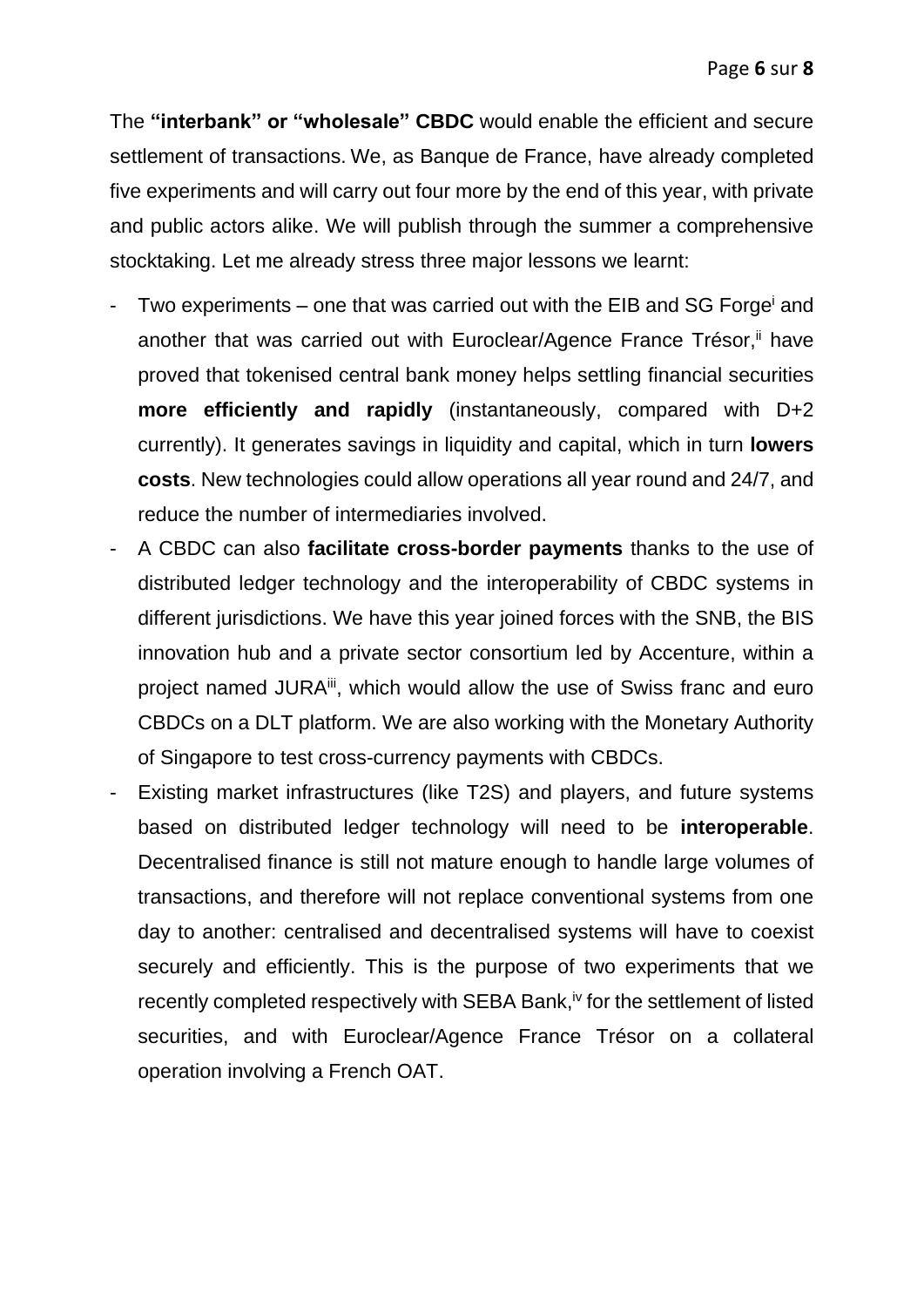The **"interbank" or "wholesale" CBDC** would enable the efficient and secure settlement of transactions. We, as Banque de France, have already completed five experiments and will carry out four more by the end of this year, with private and public actors alike. We will publish through the summer a comprehensive stocktaking. Let me already stress three major lessons we learnt:

- Two experiments – one that was carried out with the EIB and SG Forge[i] and another that was carried out with Euroclear/Agence France Trésor,[ii] have proved that tokenised central bank money helps settling financial securities **more efficiently and rapidly** (instantaneously, compared with D+2 currently). It generates savings in liquidity and capital, which in turn **lowers costs**. New technologies could allow operations all year round and 24/7, and reduce the number of intermediaries involved.
- A CBDC can also **facilitate cross-border payments** thanks to the use of distributed ledger technology and the interoperability of CBDC systems in different jurisdictions. We have this year joined forces with the SNB, the BIS innovation hub and a private sector consortium led by Accenture, within a project named JURA[iii], which would allow the use of Swiss franc and euro CBDCs on a DLT platform. We are also working with the Monetary Authority of Singapore to test cross-currency payments with CBDCs.
- Existing market infrastructures (like T2S) and players, and future systems based on distributed ledger technology will need to be **interoperable**. Decentralised finance is still not mature enough to handle large volumes of transactions, and therefore will not replace conventional systems from one day to another: centralised and decentralised systems will have to coexist securely and efficiently. This is the purpose of two experiments that we recently completed respectively with SEBA Bank,[iv] for the settlement of listed securities, and with Euroclear/Agence France Trésor on a collateral operation involving a French OAT.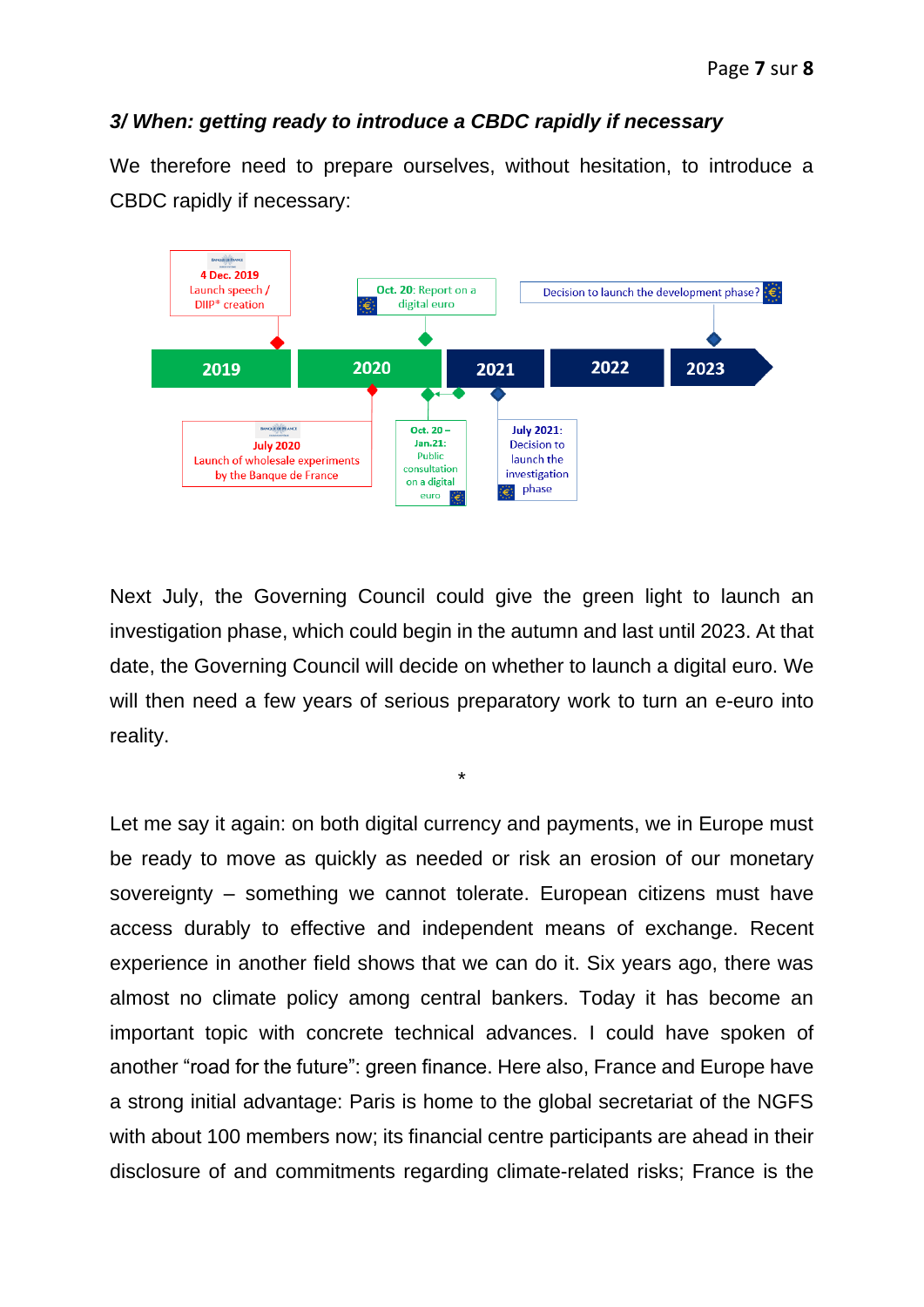*3/ When: getting ready to introduce a CBDC rapidly if necessary*

We therefore need to prepare ourselves, without hesitation, to introduce a CBDC rapidly if necessary:

- **2019**
  - **4 Dec. 2019** Launch speech / DIIP* creation
- **2020**
  - **July 2020** Launch of wholesale experiments by the Banque de France
  - **Oct. 20**: Report on a digital euro
  - **Oct. 20 – Jan.21**: Public consultation on a digital euro
- **2021**
  - **July 2021**: Decision to launch the investigation phase
- **2022**
- **2023**
  - Decision to launch the development phase?

Next July, the Governing Council could give the green light to launch an investigation phase, which could begin in the autumn and last until 2023. At that date, the Governing Council will decide on whether to launch a digital euro. We will then need a few years of serious preparatory work to turn an e-euro into reality.

*

Let me say it again: on both digital currency and payments, we in Europe must be ready to move as quickly as needed or risk an erosion of our monetary sovereignty – something we cannot tolerate. European citizens must have access durably to effective and independent means of exchange. Recent experience in another field shows that we can do it. Six years ago, there was almost no climate policy among central bankers. Today it has become an important topic with concrete technical advances. I could have spoken of another "road for the future": green finance. Here also, France and Europe have a strong initial advantage: Paris is home to the global secretariat of the NGFS with about 100 members now; its financial centre participants are ahead in their disclosure of and commitments regarding climate-related risks; France is the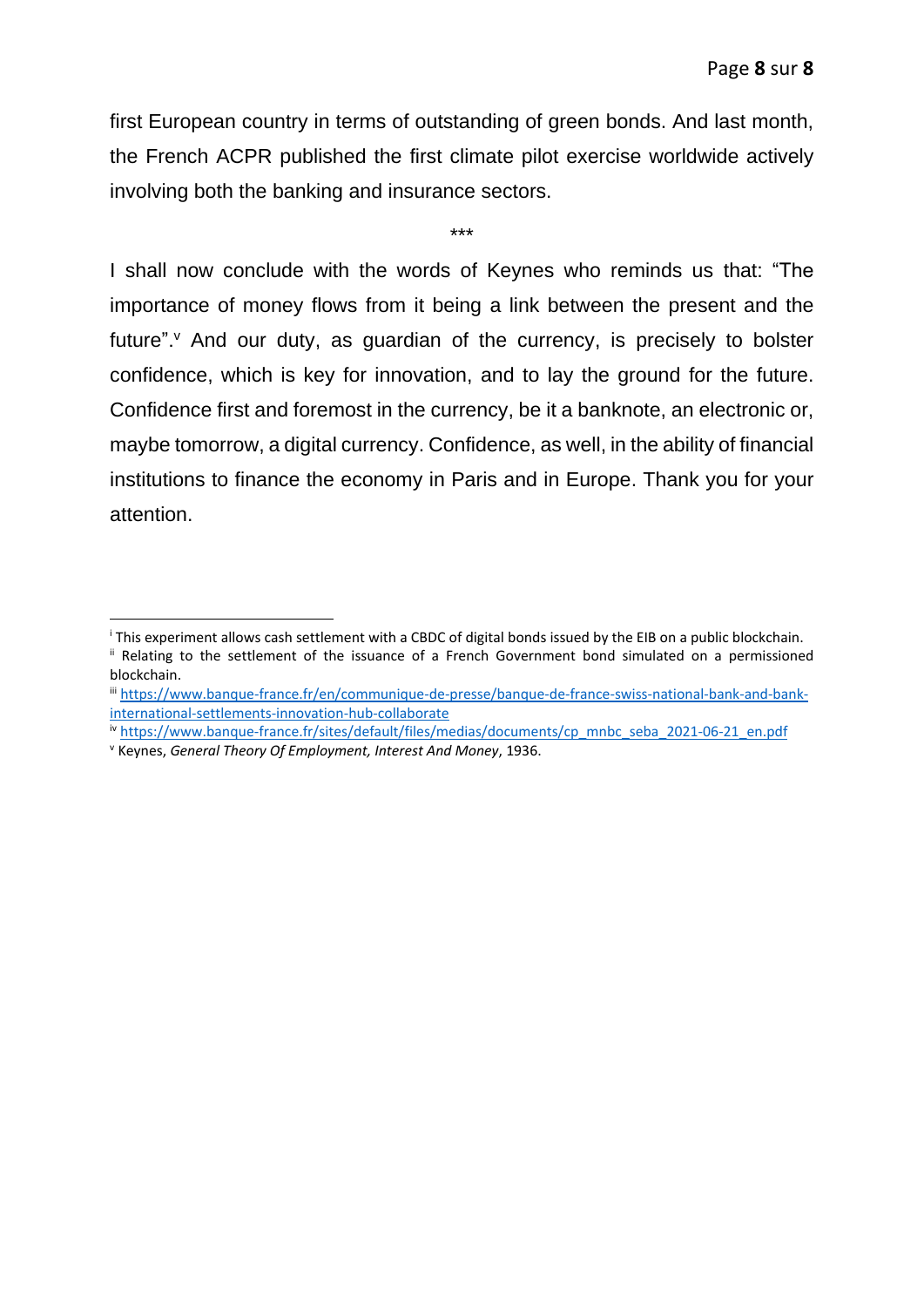first European country in terms of outstanding of green bonds. And last month, the French ACPR published the first climate pilot exercise worldwide actively involving both the banking and insurance sectors.

***

I shall now conclude with the words of Keynes who reminds us that: "The importance of money flows from it being a link between the present and the future".[v] And our duty, as guardian of the currency, is precisely to bolster confidence, which is key for innovation, and to lay the ground for the future. Confidence first and foremost in the currency, be it a banknote, an electronic or, maybe tomorrow, a digital currency. Confidence, as well, in the ability of financial institutions to finance the economy in Paris and in Europe. Thank you for your attention.

---

[i] This experiment allows cash settlement with a CBDC of digital bonds issued by the EIB on a public blockchain.

[ii] Relating to the settlement of the issuance of a French Government bond simulated on a permissioned blockchain.

[iii] https://www.banque-france.fr/en/communique-de-presse/banque-de-france-swiss-national-bank-and-bank-international-settlements-innovation-hub-collaborate

[iv] https://www.banque-france.fr/sites/default/files/medias/documents/cp_mnbc_seba_2021-06-21_en.pdf

[v] Keynes, *General Theory Of Employment, Interest And Money*, 1936.